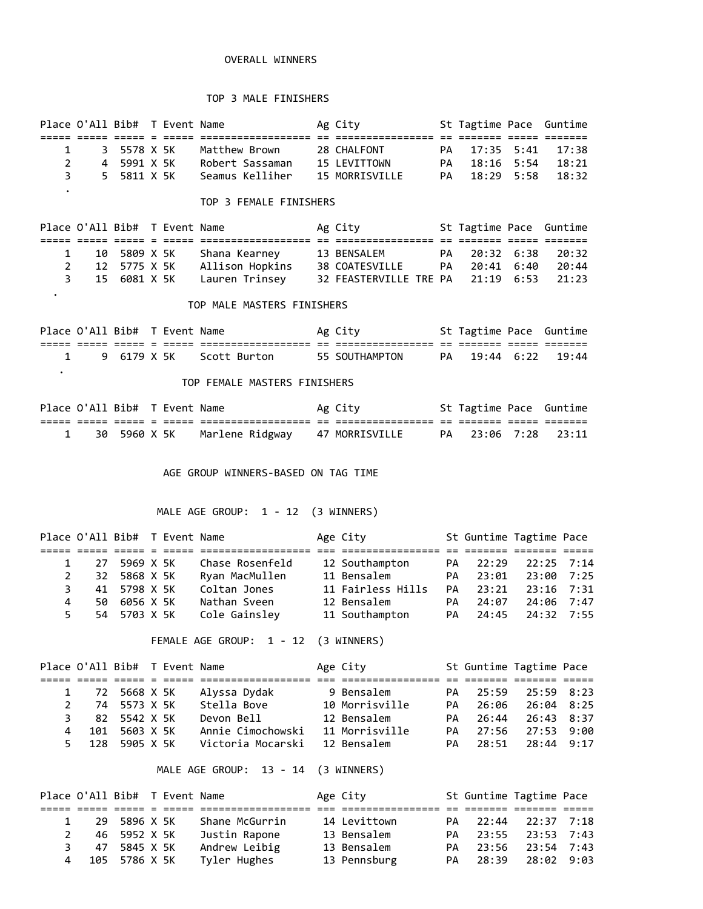# OVERALL WINNERS

## TOP 3 MALE FINISHERS

| Place | O'All | Bib# | T | Event | Name | Ag | City | St | Tagtime | Pace | Guntime |
|---|---|---|---|---|---|---|---|---|---|---|---|
| 1 | 3 | 5578 | X | 5K | Matthew Brown | 28 | CHALFONT | PA | 17:35 | 5:41 | 17:38 |
| 2 | 4 | 5991 | X | 5K | Robert Sassaman | 15 | LEVITTOWN | PA | 18:16 | 5:54 | 18:21 |
| 3 | 5 | 5811 | X | 5K | Seamus Kelliher | 15 | MORRISVILLE | PA | 18:29 | 5:58 | 18:32 |

.

## TOP 3 FEMALE FINISHERS

| Place | O'All | Bib# | T | Event | Name | Ag | City | St | Tagtime | Pace | Guntime |
|---|---|---|---|---|---|---|---|---|---|---|---|
| 1 | 10 | 5809 | X | 5K | Shana Kearney | 13 | BENSALEM | PA | 20:32 | 6:38 | 20:32 |
| 2 | 12 | 5775 | X | 5K | Allison Hopkins | 38 | COATESVILLE | PA | 20:41 | 6:40 | 20:44 |
| 3 | 15 | 6081 | X | 5K | Lauren Trinsey | 32 | FEASTERVILLE TRE | PA | 21:19 | 6:53 | 21:23 |

.

## TOP MALE MASTERS FINISHERS

| Place | O'All | Bib# | T | Event | Name | Ag | City | St | Tagtime | Pace | Guntime |
|---|---|---|---|---|---|---|---|---|---|---|---|
| 1 | 9 | 6179 | X | 5K | Scott Burton | 55 | SOUTHAMPTON | PA | 19:44 | 6:22 | 19:44 |

.

## TOP FEMALE MASTERS FINISHERS

| Place | O'All | Bib# | T | Event | Name | Ag | City | St | Tagtime | Pace | Guntime |
|---|---|---|---|---|---|---|---|---|---|---|---|
| 1 | 30 | 5960 | X | 5K | Marlene Ridgway | 47 | MORRISVILLE | PA | 23:06 | 7:28 | 23:11 |

# AGE GROUP WINNERS-BASED ON TAG TIME

## MALE AGE GROUP: 1 - 12 (3 WINNERS)

| Place | O'All | Bib# | T | Event | Name | Age | City | St | Guntime | Tagtime | Pace |
|---|---|---|---|---|---|---|---|---|---|---|---|
| 1 | 27 | 5969 | X | 5K | Chase Rosenfeld | 12 | Southampton | PA | 22:29 | 22:25 | 7:14 |
| 2 | 32 | 5868 | X | 5K | Ryan MacMullen | 11 | Bensalem | PA | 23:01 | 23:00 | 7:25 |
| 3 | 41 | 5798 | X | 5K | Coltan Jones | 11 | Fairless Hills | PA | 23:21 | 23:16 | 7:31 |
| 4 | 50 | 6056 | X | 5K | Nathan Sveen | 12 | Bensalem | PA | 24:07 | 24:06 | 7:47 |
| 5 | 54 | 5703 | X | 5K | Cole Gainsley | 11 | Southampton | PA | 24:45 | 24:32 | 7:55 |

## FEMALE AGE GROUP: 1 - 12 (3 WINNERS)

| Place | O'All | Bib# | T | Event | Name | Age | City | St | Guntime | Tagtime | Pace |
|---|---|---|---|---|---|---|---|---|---|---|---|
| 1 | 72 | 5668 | X | 5K | Alyssa Dydak | 9 | Bensalem | PA | 25:59 | 25:59 | 8:23 |
| 2 | 74 | 5573 | X | 5K | Stella Bove | 10 | Morrisville | PA | 26:06 | 26:04 | 8:25 |
| 3 | 82 | 5542 | X | 5K | Devon Bell | 12 | Bensalem | PA | 26:44 | 26:43 | 8:37 |
| 4 | 101 | 5603 | X | 5K | Annie Cimochowski | 11 | Morrisville | PA | 27:56 | 27:53 | 9:00 |
| 5 | 128 | 5905 | X | 5K | Victoria Mocarski | 12 | Bensalem | PA | 28:51 | 28:44 | 9:17 |

## MALE AGE GROUP: 13 - 14 (3 WINNERS)

| Place | O'All | Bib# | T | Event | Name | Age | City | St | Guntime | Tagtime | Pace |
|---|---|---|---|---|---|---|---|---|---|---|---|
| 1 | 29 | 5896 | X | 5K | Shane McGurrin | 14 | Levittown | PA | 22:44 | 22:37 | 7:18 |
| 2 | 46 | 5952 | X | 5K | Justin Rapone | 13 | Bensalem | PA | 23:55 | 23:53 | 7:43 |
| 3 | 47 | 5845 | X | 5K | Andrew Leibig | 13 | Bensalem | PA | 23:56 | 23:54 | 7:43 |
| 4 | 105 | 5786 | X | 5K | Tyler Hughes | 13 | Pennsburg | PA | 28:39 | 28:02 | 9:03 |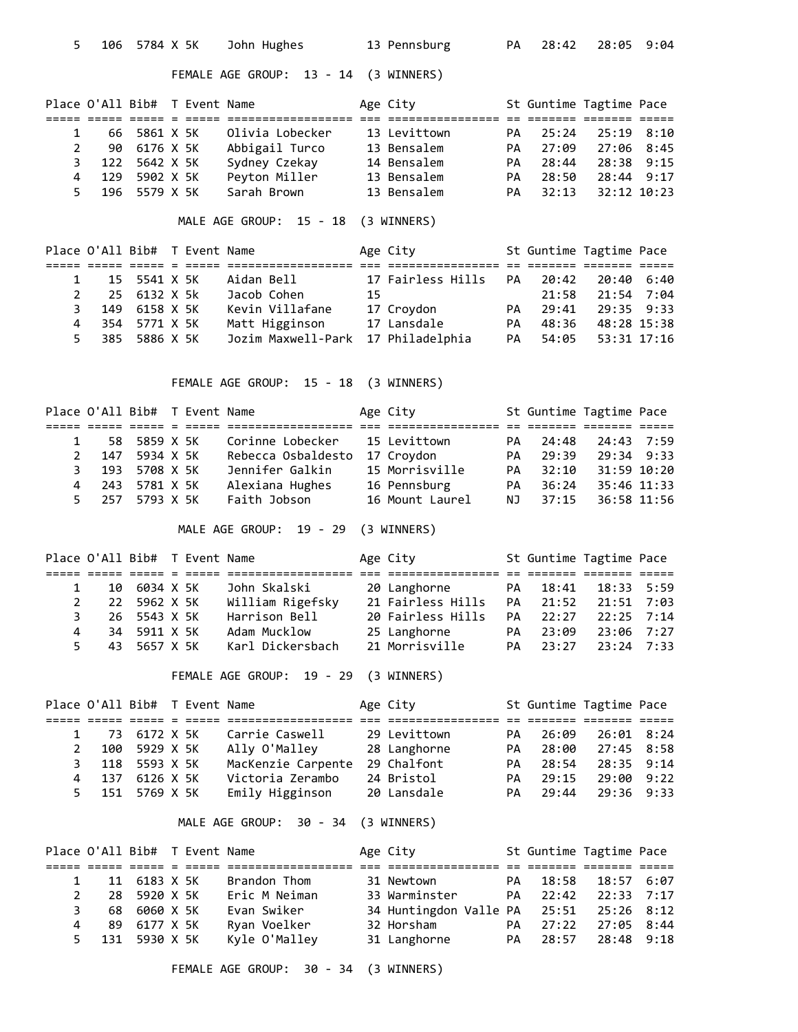| Place | O'All | Bib# | T | Event | Name | Age | City | St | Guntime | Tagtime | Pace |
|---|---|---|---|---|---|---|---|---|---|---|---|
| 5 | 106 | 5784 | X | 5K | John Hughes | 13 | Pennsburg | PA | 28:42 | 28:05 | 9:04 |

FEMALE AGE GROUP: 13 - 14 (3 WINNERS)

| Place | O'All | Bib# | T | Event | Name | Age | City | St | Guntime | Tagtime | Pace |
|---|---|---|---|---|---|---|---|---|---|---|---|
| 1 | 66 | 5861 | X | 5K | Olivia Lobecker | 13 | Levittown | PA | 25:24 | 25:19 | 8:10 |
| 2 | 90 | 6176 | X | 5K | Abbigail Turco | 13 | Bensalem | PA | 27:09 | 27:06 | 8:45 |
| 3 | 122 | 5642 | X | 5K | Sydney Czekay | 14 | Bensalem | PA | 28:44 | 28:38 | 9:15 |
| 4 | 129 | 5902 | X | 5K | Peyton Miller | 13 | Bensalem | PA | 28:50 | 28:44 | 9:17 |
| 5 | 196 | 5579 | X | 5K | Sarah Brown | 13 | Bensalem | PA | 32:13 | 32:12 | 10:23 |

MALE AGE GROUP: 15 - 18 (3 WINNERS)

| Place | O'All | Bib# | T | Event | Name | Age | City | St | Guntime | Tagtime | Pace |
|---|---|---|---|---|---|---|---|---|---|---|---|
| 1 | 15 | 5541 | X | 5K | Aidan Bell | 17 | Fairless Hills | PA | 20:42 | 20:40 | 6:40 |
| 2 | 25 | 6132 | X | 5K | Jacob Cohen | 15 | | | 21:58 | 21:54 | 7:04 |
| 3 | 149 | 6158 | X | 5K | Kevin Villafane | 17 | Croydon | PA | 29:41 | 29:35 | 9:33 |
| 4 | 354 | 5771 | X | 5K | Matt Higginson | 17 | Lansdale | PA | 48:36 | 48:28 | 15:38 |
| 5 | 385 | 5886 | X | 5K | Jozim Maxwell-Park | 17 | Philadelphia | PA | 54:05 | 53:31 | 17:16 |

FEMALE AGE GROUP: 15 - 18 (3 WINNERS)

| Place | O'All | Bib# | T | Event | Name | Age | City | St | Guntime | Tagtime | Pace |
|---|---|---|---|---|---|---|---|---|---|---|---|
| 1 | 58 | 5859 | X | 5K | Corinne Lobecker | 15 | Levittown | PA | 24:48 | 24:43 | 7:59 |
| 2 | 147 | 5934 | X | 5K | Rebecca Osbaldesto | 17 | Croydon | PA | 29:39 | 29:34 | 9:33 |
| 3 | 193 | 5708 | X | 5K | Jennifer Galkin | 15 | Morrisville | PA | 32:10 | 31:59 | 10:20 |
| 4 | 243 | 5781 | X | 5K | Alexiana Hughes | 16 | Pennsburg | PA | 36:24 | 35:46 | 11:33 |
| 5 | 257 | 5793 | X | 5K | Faith Jobson | 16 | Mount Laurel | NJ | 37:15 | 36:58 | 11:56 |

MALE AGE GROUP: 19 - 29 (3 WINNERS)

| Place | O'All | Bib# | T | Event | Name | Age | City | St | Guntime | Tagtime | Pace |
|---|---|---|---|---|---|---|---|---|---|---|---|
| 1 | 10 | 6034 | X | 5K | John Skalski | 20 | Langhorne | PA | 18:41 | 18:33 | 5:59 |
| 2 | 22 | 5962 | X | 5K | William Rigefsky | 21 | Fairless Hills | PA | 21:52 | 21:51 | 7:03 |
| 3 | 26 | 5543 | X | 5K | Harrison Bell | 20 | Fairless Hills | PA | 22:27 | 22:25 | 7:14 |
| 4 | 34 | 5911 | X | 5K | Adam Mucklow | 25 | Langhorne | PA | 23:09 | 23:06 | 7:27 |
| 5 | 43 | 5657 | X | 5K | Karl Dickersbach | 21 | Morrisville | PA | 23:27 | 23:24 | 7:33 |

FEMALE AGE GROUP: 19 - 29 (3 WINNERS)

| Place | O'All | Bib# | T | Event | Name | Age | City | St | Guntime | Tagtime | Pace |
|---|---|---|---|---|---|---|---|---|---|---|---|
| 1 | 73 | 6172 | X | 5K | Carrie Caswell | 29 | Levittown | PA | 26:09 | 26:01 | 8:24 |
| 2 | 100 | 5929 | X | 5K | Ally O'Malley | 28 | Langhorne | PA | 28:00 | 27:45 | 8:58 |
| 3 | 118 | 5593 | X | 5K | MacKenzie Carpente | 29 | Chalfont | PA | 28:54 | 28:35 | 9:14 |
| 4 | 137 | 6126 | X | 5K | Victoria Zerambo | 24 | Bristol | PA | 29:15 | 29:00 | 9:22 |
| 5 | 151 | 5769 | X | 5K | Emily Higginson | 20 | Lansdale | PA | 29:44 | 29:36 | 9:33 |

MALE AGE GROUP: 30 - 34 (3 WINNERS)

| Place | O'All | Bib# | T | Event | Name | Age | City | St | Guntime | Tagtime | Pace |
|---|---|---|---|---|---|---|---|---|---|---|---|
| 1 | 11 | 6183 | X | 5K | Brandon Thom | 31 | Newtown | PA | 18:58 | 18:57 | 6:07 |
| 2 | 28 | 5920 | X | 5K | Eric M Neiman | 33 | Warminster | PA | 22:42 | 22:33 | 7:17 |
| 3 | 68 | 6060 | X | 5K | Evan Swiker | 34 | Huntingdon Valle | PA | 25:51 | 25:26 | 8:12 |
| 4 | 89 | 6177 | X | 5K | Ryan Voelker | 32 | Horsham | PA | 27:22 | 27:05 | 8:44 |
| 5 | 131 | 5930 | X | 5K | Kyle O'Malley | 31 | Langhorne | PA | 28:57 | 28:48 | 9:18 |

FEMALE AGE GROUP: 30 - 34 (3 WINNERS)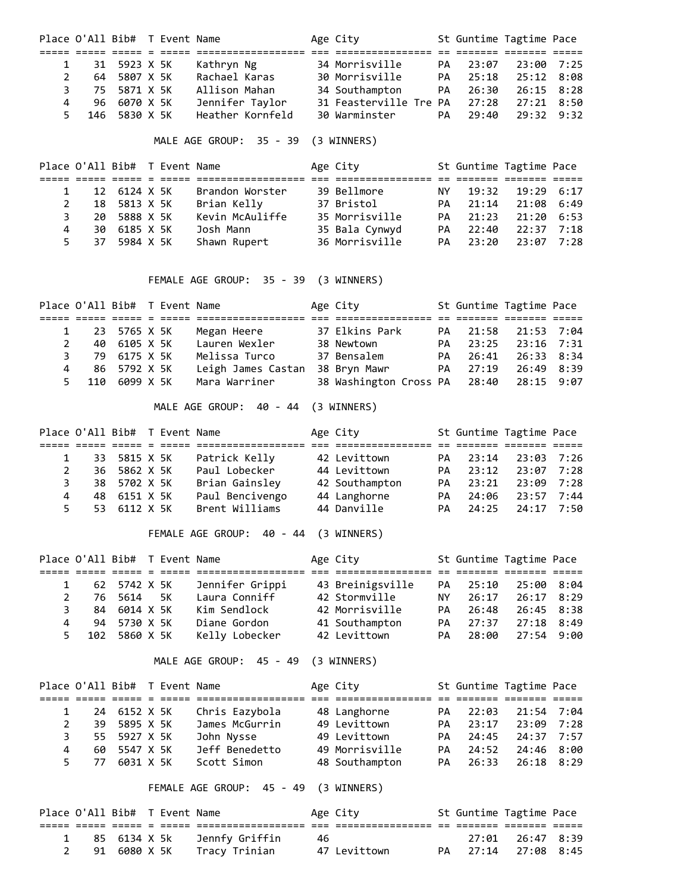| Place | O'All | Bib# | T | Event | Name | Age | City | St | Guntime | Tagtime | Pace |
|---|---|---|---|---|---|---|---|---|---|---|---|
| 1 | 31 | 5923 | X | 5K | Kathryn Ng | 34 | Morrisville | PA | 23:07 | 23:00 | 7:25 |
| 2 | 64 | 5807 | X | 5K | Rachael Karas | 30 | Morrisville | PA | 25:18 | 25:12 | 8:08 |
| 3 | 75 | 5871 | X | 5K | Allison Mahan | 34 | Southampton | PA | 26:30 | 26:15 | 8:28 |
| 4 | 96 | 6070 | X | 5K | Jennifer Taylor | 31 | Feasterville Tre | PA | 27:28 | 27:21 | 8:50 |
| 5 | 146 | 5830 | X | 5K | Heather Kornfeld | 30 | Warminster | PA | 29:40 | 29:32 | 9:32 |

MALE AGE GROUP: 35 - 39 (3 WINNERS)

| Place | O'All | Bib# | T | Event | Name | Age | City | St | Guntime | Tagtime | Pace |
|---|---|---|---|---|---|---|---|---|---|---|---|
| 1 | 12 | 6124 | X | 5K | Brandon Worster | 39 | Bellmore | NY | 19:32 | 19:29 | 6:17 |
| 2 | 18 | 5813 | X | 5K | Brian Kelly | 37 | Bristol | PA | 21:14 | 21:08 | 6:49 |
| 3 | 20 | 5888 | X | 5K | Kevin McAuliffe | 35 | Morrisville | PA | 21:23 | 21:20 | 6:53 |
| 4 | 30 | 6185 | X | 5K | Josh Mann | 35 | Bala Cynwyd | PA | 22:40 | 22:37 | 7:18 |
| 5 | 37 | 5984 | X | 5K | Shawn Rupert | 36 | Morrisville | PA | 23:20 | 23:07 | 7:28 |

FEMALE AGE GROUP: 35 - 39 (3 WINNERS)

| Place | O'All | Bib# | T | Event | Name | Age | City | St | Guntime | Tagtime | Pace |
|---|---|---|---|---|---|---|---|---|---|---|---|
| 1 | 23 | 5765 | X | 5K | Megan Heere | 37 | Elkins Park | PA | 21:58 | 21:53 | 7:04 |
| 2 | 40 | 6105 | X | 5K | Lauren Wexler | 38 | Newtown | PA | 23:25 | 23:16 | 7:31 |
| 3 | 79 | 6175 | X | 5K | Melissa Turco | 37 | Bensalem | PA | 26:41 | 26:33 | 8:34 |
| 4 | 86 | 5792 | X | 5K | Leigh James Castan | 38 | Bryn Mawr | PA | 27:19 | 26:49 | 8:39 |
| 5 | 110 | 6099 | X | 5K | Mara Warriner | 38 | Washington Cross | PA | 28:40 | 28:15 | 9:07 |

MALE AGE GROUP: 40 - 44 (3 WINNERS)

| Place | O'All | Bib# | T | Event | Name | Age | City | St | Guntime | Tagtime | Pace |
|---|---|---|---|---|---|---|---|---|---|---|---|
| 1 | 33 | 5815 | X | 5K | Patrick Kelly | 42 | Levittown | PA | 23:14 | 23:03 | 7:26 |
| 2 | 36 | 5862 | X | 5K | Paul Lobecker | 44 | Levittown | PA | 23:12 | 23:07 | 7:28 |
| 3 | 38 | 5702 | X | 5K | Brian Gainsley | 42 | Southampton | PA | 23:21 | 23:09 | 7:28 |
| 4 | 48 | 6151 | X | 5K | Paul Bencivengo | 44 | Langhorne | PA | 24:06 | 23:57 | 7:44 |
| 5 | 53 | 6112 | X | 5K | Brent Williams | 44 | Danville | PA | 24:25 | 24:17 | 7:50 |

FEMALE AGE GROUP: 40 - 44 (3 WINNERS)

| Place | O'All | Bib# | T | Event | Name | Age | City | St | Guntime | Tagtime | Pace |
|---|---|---|---|---|---|---|---|---|---|---|---|
| 1 | 62 | 5742 | X | 5K | Jennifer Grippi | 43 | Breinigsville | PA | 25:10 | 25:00 | 8:04 |
| 2 | 76 | 5614 | | 5K | Laura Conniff | 42 | Stormville | NY | 26:17 | 26:17 | 8:29 |
| 3 | 84 | 6014 | X | 5K | Kim Sendlock | 42 | Morrisville | PA | 26:48 | 26:45 | 8:38 |
| 4 | 94 | 5730 | X | 5K | Diane Gordon | 41 | Southampton | PA | 27:37 | 27:18 | 8:49 |
| 5 | 102 | 5860 | X | 5K | Kelly Lobecker | 42 | Levittown | PA | 28:00 | 27:54 | 9:00 |

MALE AGE GROUP: 45 - 49 (3 WINNERS)

| Place | O'All | Bib# | T | Event | Name | Age | City | St | Guntime | Tagtime | Pace |
|---|---|---|---|---|---|---|---|---|---|---|---|
| 1 | 24 | 6152 | X | 5K | Chris Eazybola | 48 | Langhorne | PA | 22:03 | 21:54 | 7:04 |
| 2 | 39 | 5895 | X | 5K | James McGurrin | 49 | Levittown | PA | 23:17 | 23:09 | 7:28 |
| 3 | 55 | 5927 | X | 5K | John Nysse | 49 | Levittown | PA | 24:45 | 24:37 | 7:57 |
| 4 | 60 | 5547 | X | 5K | Jeff Benedetto | 49 | Morrisville | PA | 24:52 | 24:46 | 8:00 |
| 5 | 77 | 6031 | X | 5K | Scott Simon | 48 | Southampton | PA | 26:33 | 26:18 | 8:29 |

FEMALE AGE GROUP: 45 - 49 (3 WINNERS)

| Place | O'All | Bib# | T | Event | Name | Age | City | St | Guntime | Tagtime | Pace |
|---|---|---|---|---|---|---|---|---|---|---|---|
| 1 | 85 | 6134 | X | 5k | Jennfy Griffin | 46 | | | 27:01 | 26:47 | 8:39 |
| 2 | 91 | 6080 | X | 5K | Tracy Trinian | 47 | Levittown | PA | 27:14 | 27:08 | 8:45 |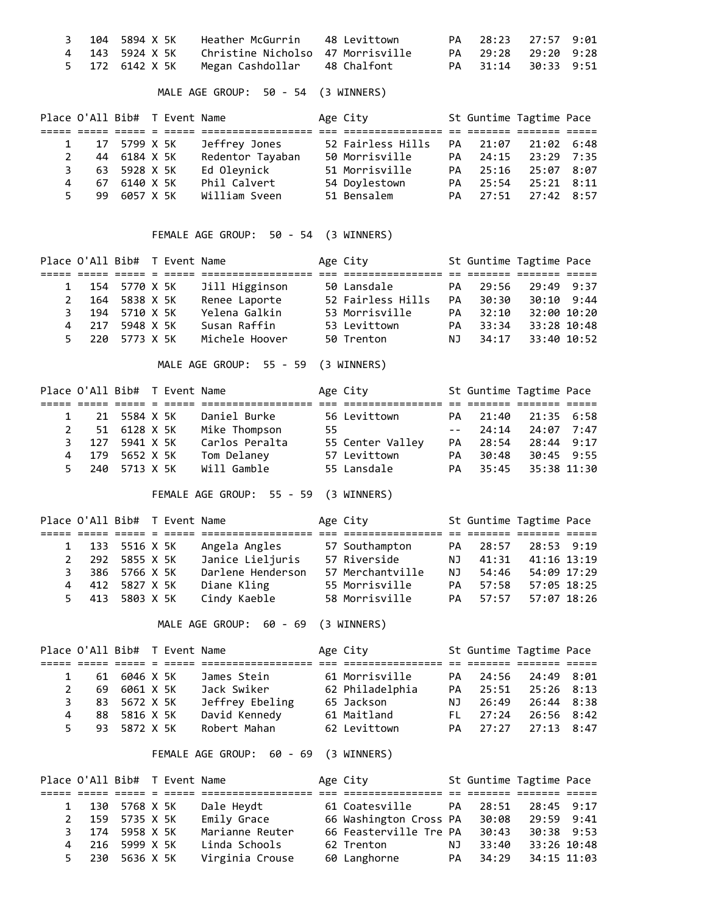| Place | O'All | Bib# | T | Event | Name | Age | City | St | Guntime | Tagtime | Pace |
|---|---|---|---|---|---|---|---|---|---|---|---|
| 3 | 104 | 5894 | X | 5K | Heather McGurrin | 48 | Levittown | PA | 28:23 | 27:57 | 9:01 |
| 4 | 143 | 5924 | X | 5K | Christine Nicholso | 47 | Morrisville | PA | 29:28 | 29:20 | 9:28 |
| 5 | 172 | 6142 | X | 5K | Megan Cashdollar | 48 | Chalfont | PA | 31:14 | 30:33 | 9:51 |

## MALE AGE GROUP: 50 - 54 (3 WINNERS)

| Place | O'All | Bib# | T | Event | Name | Age | City | St | Guntime | Tagtime | Pace |
|---|---|---|---|---|---|---|---|---|---|---|---|
| 1 | 17 | 5799 | X | 5K | Jeffrey Jones | 52 | Fairless Hills | PA | 21:07 | 21:02 | 6:48 |
| 2 | 44 | 6184 | X | 5K | Redentor Tayaban | 50 | Morrisville | PA | 24:15 | 23:29 | 7:35 |
| 3 | 63 | 5928 | X | 5K | Ed Oleynick | 51 | Morrisville | PA | 25:16 | 25:07 | 8:07 |
| 4 | 67 | 6140 | X | 5K | Phil Calvert | 54 | Doylestown | PA | 25:54 | 25:21 | 8:11 |
| 5 | 99 | 6057 | X | 5K | William Sveen | 51 | Bensalem | PA | 27:51 | 27:42 | 8:57 |

## FEMALE AGE GROUP: 50 - 54 (3 WINNERS)

| Place | O'All | Bib# | T | Event | Name | Age | City | St | Guntime | Tagtime | Pace |
|---|---|---|---|---|---|---|---|---|---|---|---|
| 1 | 154 | 5770 | X | 5K | Jill Higginson | 50 | Lansdale | PA | 29:56 | 29:49 | 9:37 |
| 2 | 164 | 5838 | X | 5K | Renee Laporte | 52 | Fairless Hills | PA | 30:30 | 30:10 | 9:44 |
| 3 | 194 | 5710 | X | 5K | Yelena Galkin | 53 | Morrisville | PA | 32:10 | 32:00 | 10:20 |
| 4 | 217 | 5948 | X | 5K | Susan Raffin | 53 | Levittown | PA | 33:34 | 33:28 | 10:48 |
| 5 | 220 | 5773 | X | 5K | Michele Hoover | 50 | Trenton | NJ | 34:17 | 33:40 | 10:52 |

## MALE AGE GROUP: 55 - 59 (3 WINNERS)

| Place | O'All | Bib# | T | Event | Name | Age | City | St | Guntime | Tagtime | Pace |
|---|---|---|---|---|---|---|---|---|---|---|---|
| 1 | 21 | 5584 | X | 5K | Daniel Burke | 56 | Levittown | PA | 21:40 | 21:35 | 6:58 |
| 2 | 51 | 6128 | X | 5K | Mike Thompson | 55 | | -- | 24:14 | 24:07 | 7:47 |
| 3 | 127 | 5941 | X | 5K | Carlos Peralta | 55 | Center Valley | PA | 28:54 | 28:44 | 9:17 |
| 4 | 179 | 5652 | X | 5K | Tom Delaney | 57 | Levittown | PA | 30:48 | 30:45 | 9:55 |
| 5 | 240 | 5713 | X | 5K | Will Gamble | 55 | Lansdale | PA | 35:45 | 35:38 | 11:30 |

## FEMALE AGE GROUP: 55 - 59 (3 WINNERS)

| Place | O'All | Bib# | T | Event | Name | Age | City | St | Guntime | Tagtime | Pace |
|---|---|---|---|---|---|---|---|---|---|---|---|
| 1 | 133 | 5516 | X | 5K | Angela Angles | 57 | Southampton | PA | 28:57 | 28:53 | 9:19 |
| 2 | 292 | 5855 | X | 5K | Janice Lieljuris | 57 | Riverside | NJ | 41:31 | 41:16 | 13:19 |
| 3 | 386 | 5766 | X | 5K | Darlene Henderson | 57 | Merchantville | NJ | 54:46 | 54:09 | 17:29 |
| 4 | 412 | 5827 | X | 5K | Diane Kling | 55 | Morrisville | PA | 57:58 | 57:05 | 18:25 |
| 5 | 413 | 5803 | X | 5K | Cindy Kaeble | 58 | Morrisville | PA | 57:57 | 57:07 | 18:26 |

## MALE AGE GROUP: 60 - 69 (3 WINNERS)

| Place | O'All | Bib# | T | Event | Name | Age | City | St | Guntime | Tagtime | Pace |
|---|---|---|---|---|---|---|---|---|---|---|---|
| 1 | 61 | 6046 | X | 5K | James Stein | 61 | Morrisville | PA | 24:56 | 24:49 | 8:01 |
| 2 | 69 | 6061 | X | 5K | Jack Swiker | 62 | Philadelphia | PA | 25:51 | 25:26 | 8:13 |
| 3 | 83 | 5672 | X | 5K | Jeffrey Ebeling | 65 | Jackson | NJ | 26:49 | 26:44 | 8:38 |
| 4 | 88 | 5816 | X | 5K | David Kennedy | 61 | Maitland | FL | 27:24 | 26:56 | 8:42 |
| 5 | 93 | 5872 | X | 5K | Robert Mahan | 62 | Levittown | PA | 27:27 | 27:13 | 8:47 |

## FEMALE AGE GROUP: 60 - 69 (3 WINNERS)

| Place | O'All | Bib# | T | Event | Name | Age | City | St | Guntime | Tagtime | Pace |
|---|---|---|---|---|---|---|---|---|---|---|---|
| 1 | 130 | 5768 | X | 5K | Dale Heydt | 61 | Coatesville | PA | 28:51 | 28:45 | 9:17 |
| 2 | 159 | 5735 | X | 5K | Emily Grace | 66 | Washington Cross | PA | 30:08 | 29:59 | 9:41 |
| 3 | 174 | 5958 | X | 5K | Marianne Reuter | 66 | Feasterville Tre | PA | 30:43 | 30:38 | 9:53 |
| 4 | 216 | 5999 | X | 5K | Linda Schools | 62 | Trenton | NJ | 33:40 | 33:26 | 10:48 |
| 5 | 230 | 5636 | X | 5K | Virginia Crouse | 60 | Langhorne | PA | 34:29 | 34:15 | 11:03 |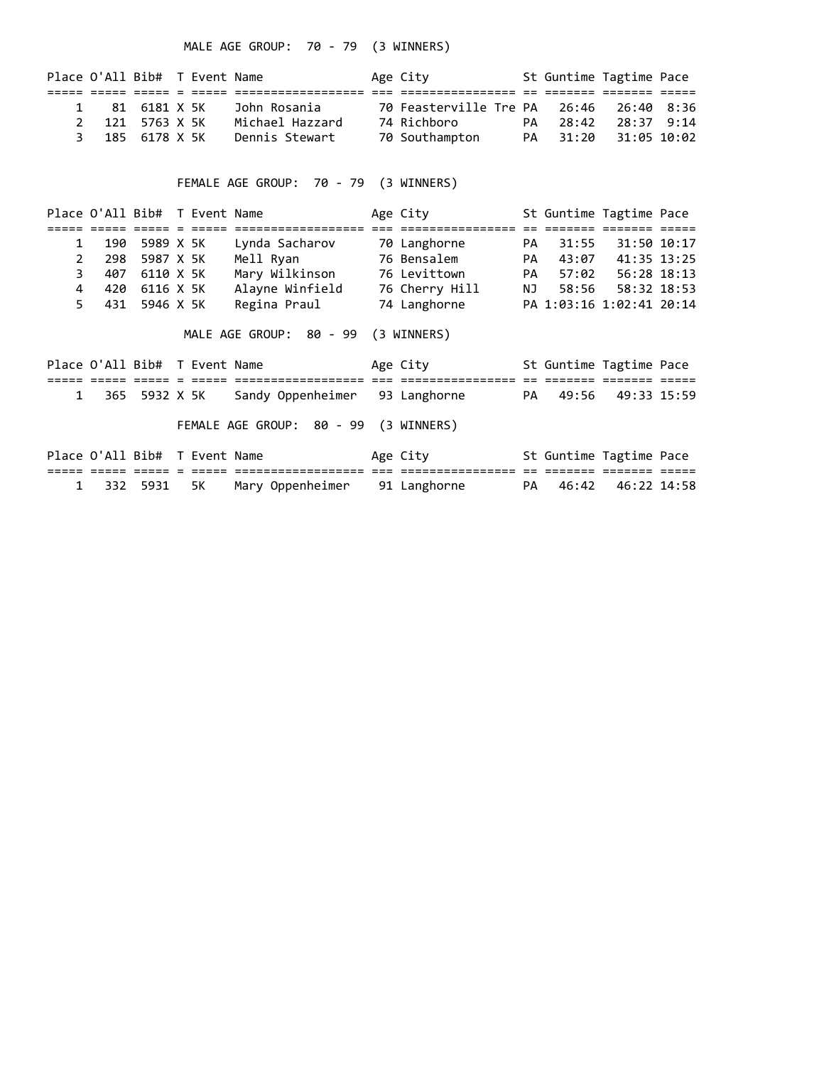MALE AGE GROUP: 70 - 79 (3 WINNERS)

| Place | O'All | Bib# | T | Event | Name | Age | City | St | Guntime | Tagtime | Pace |
|---|---|---|---|---|---|---|---|---|---|---|---|
| 1 | 81 | 6181 | X | 5K | John Rosania | 70 | Feasterville Tre | PA | 26:46 | 26:40 | 8:36 |
| 2 | 121 | 5763 | X | 5K | Michael Hazzard | 74 | Richboro | PA | 28:42 | 28:37 | 9:14 |
| 3 | 185 | 6178 | X | 5K | Dennis Stewart | 70 | Southampton | PA | 31:20 | 31:05 | 10:02 |

FEMALE AGE GROUP: 70 - 79 (3 WINNERS)

| Place | O'All | Bib# | T | Event | Name | Age | City | St | Guntime | Tagtime | Pace |
|---|---|---|---|---|---|---|---|---|---|---|---|
| 1 | 190 | 5989 | X | 5K | Lynda Sacharov | 70 | Langhorne | PA | 31:55 | 31:50 | 10:17 |
| 2 | 298 | 5987 | X | 5K | Mell Ryan | 76 | Bensalem | PA | 43:07 | 41:35 | 13:25 |
| 3 | 407 | 6110 | X | 5K | Mary Wilkinson | 76 | Levittown | PA | 57:02 | 56:28 | 18:13 |
| 4 | 420 | 6116 | X | 5K | Alayne Winfield | 76 | Cherry Hill | NJ | 58:56 | 58:32 | 18:53 |
| 5 | 431 | 5946 | X | 5K | Regina Praul | 74 | Langhorne | PA | 1:03:16 | 1:02:41 | 20:14 |

MALE AGE GROUP: 80 - 99 (3 WINNERS)

| Place | O'All | Bib# | T | Event | Name | Age | City | St | Guntime | Tagtime | Pace |
|---|---|---|---|---|---|---|---|---|---|---|---|
| 1 | 365 | 5932 | X | 5K | Sandy Oppenheimer | 93 | Langhorne | PA | 49:56 | 49:33 | 15:59 |

FEMALE AGE GROUP: 80 - 99 (3 WINNERS)

| Place | O'All | Bib# | T | Event | Name | Age | City | St | Guntime | Tagtime | Pace |
|---|---|---|---|---|---|---|---|---|---|---|---|
| 1 | 332 | 5931 | | 5K | Mary Oppenheimer | 91 | Langhorne | PA | 46:42 | 46:22 | 14:58 |